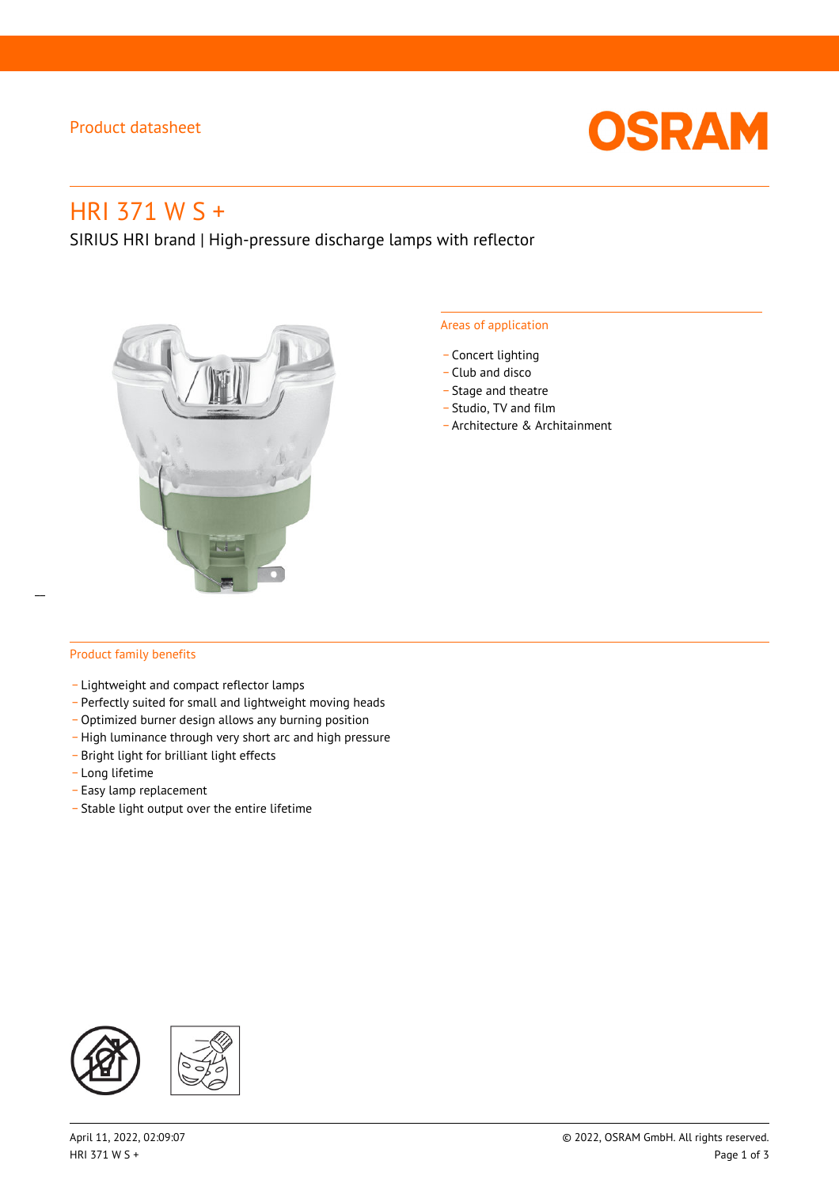Product datasheet

# HRI 371 W S +

SIRIUS HRI brand | High-pressure discharge lamps with reflector

## Areas of application

- Concert lighting
- Club and disco
- Stage and theatre
- Studio, TV and film
- Architecture & Architainment

## Product family benefits

- Lightweight and compact reflector lamps
- Perfectly suited for small and lightweight moving heads
- Optimized burner design allows any burning position
- High luminance through very short arc and high pressure
- Bright light for brilliant light effects
- Long lifetime
- Easy lamp replacement
- Stable light output over the entire lifetime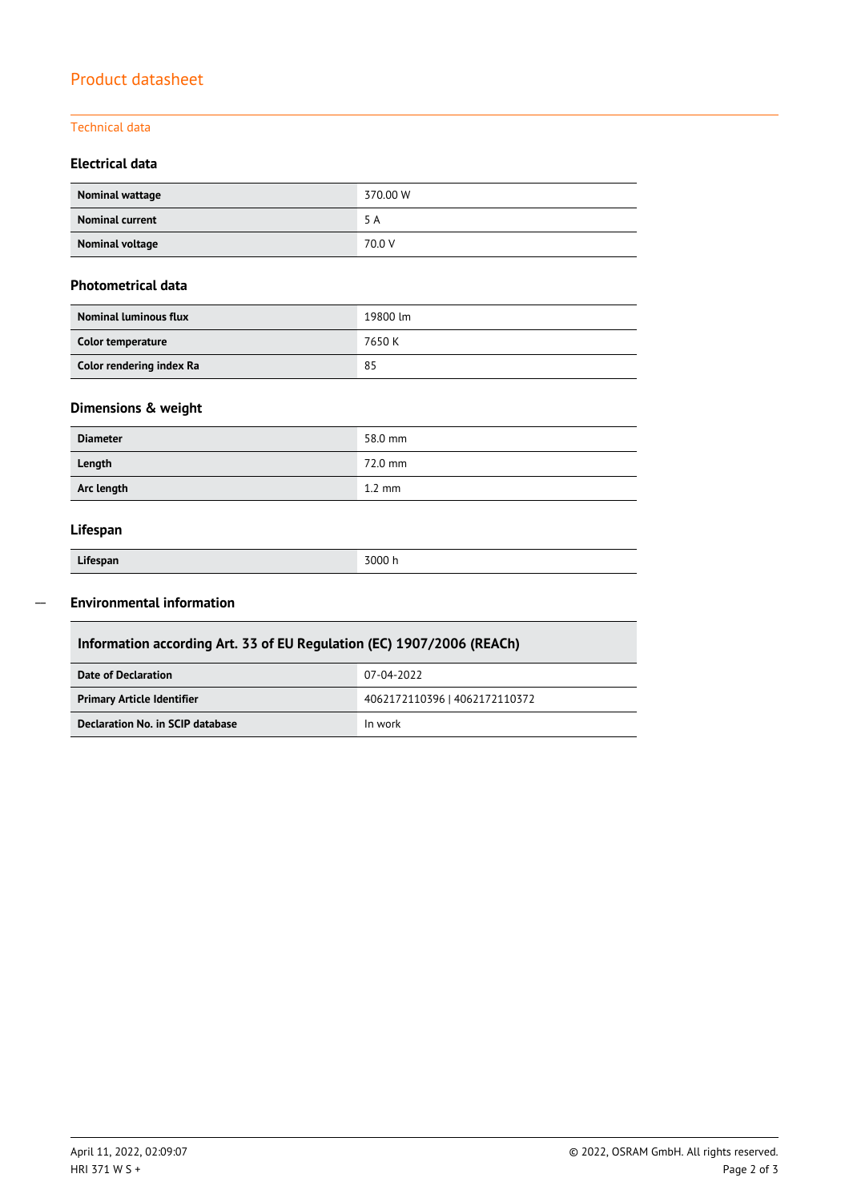# Product datasheet

## Technical data

### Electrical data

| | |
|---|---|
| **Nominal wattage** | 370.00 W |
| **Nominal current** | 5 A |
| **Nominal voltage** | 70.0 V |

### Photometrical data

| | |
|---|---|
| **Nominal luminous flux** | 19800 lm |
| **Color temperature** | 7650 K |
| **Color rendering index Ra** | 85 |

### Dimensions & weight

| | |
|---|---|
| **Diameter** | 58.0 mm |
| **Length** | 72.0 mm |
| **Arc length** | 1.2 mm |

### Lifespan

| | |
|---|---|
| **Lifespan** | 3000 h |

### Environmental information

| Information according Art. 33 of EU Regulation (EC) 1907/2006 (REACh) | |
|---|---|
| **Date of Declaration** | 07-04-2022 |
| **Primary Article Identifier** | 4062172110396 \| 4062172110372 |
| **Declaration No. in SCIP database** | In work |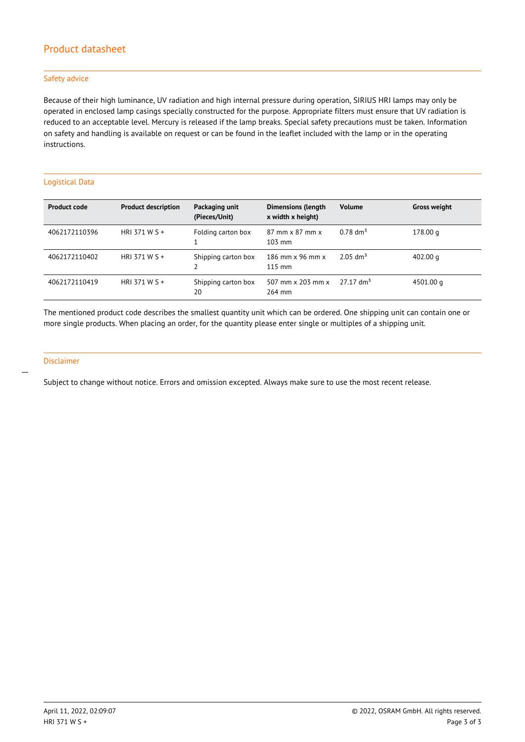# Product datasheet

## Safety advice

Because of their high luminance, UV radiation and high internal pressure during operation, SIRIUS HRI lamps may only be operated in enclosed lamp casings specially constructed for the purpose. Appropriate filters must ensure that UV radiation is reduced to an acceptable level. Mercury is released if the lamp breaks. Special safety precautions must be taken. Information on safety and handling is available on request or can be found in the leaflet included with the lamp or in the operating instructions.

## Logistical Data

| Product code | Product description | Packaging unit (Pieces/Unit) | Dimensions (length x width x height) | Volume | Gross weight |
|---|---|---|---|---|---|
| 4062172110396 | HRI 371 W S + | Folding carton box 1 | 87 mm x 87 mm x 103 mm | 0.78 $dm^3$ | 178.00 g |
| 4062172110402 | HRI 371 W S + | Shipping carton box 2 | 186 mm x 96 mm x 115 mm | 2.05 $dm^3$ | 402.00 g |
| 4062172110419 | HRI 371 W S + | Shipping carton box 20 | 507 mm x 203 mm x 264 mm | 27.17 $dm^3$ | 4501.00 g |

The mentioned product code describes the smallest quantity unit which can be ordered. One shipping unit can contain one or more single products. When placing an order, for the quantity please enter single or multiples of a shipping unit.

## Disclaimer

Subject to change without notice. Errors and omission excepted. Always make sure to use the most recent release.